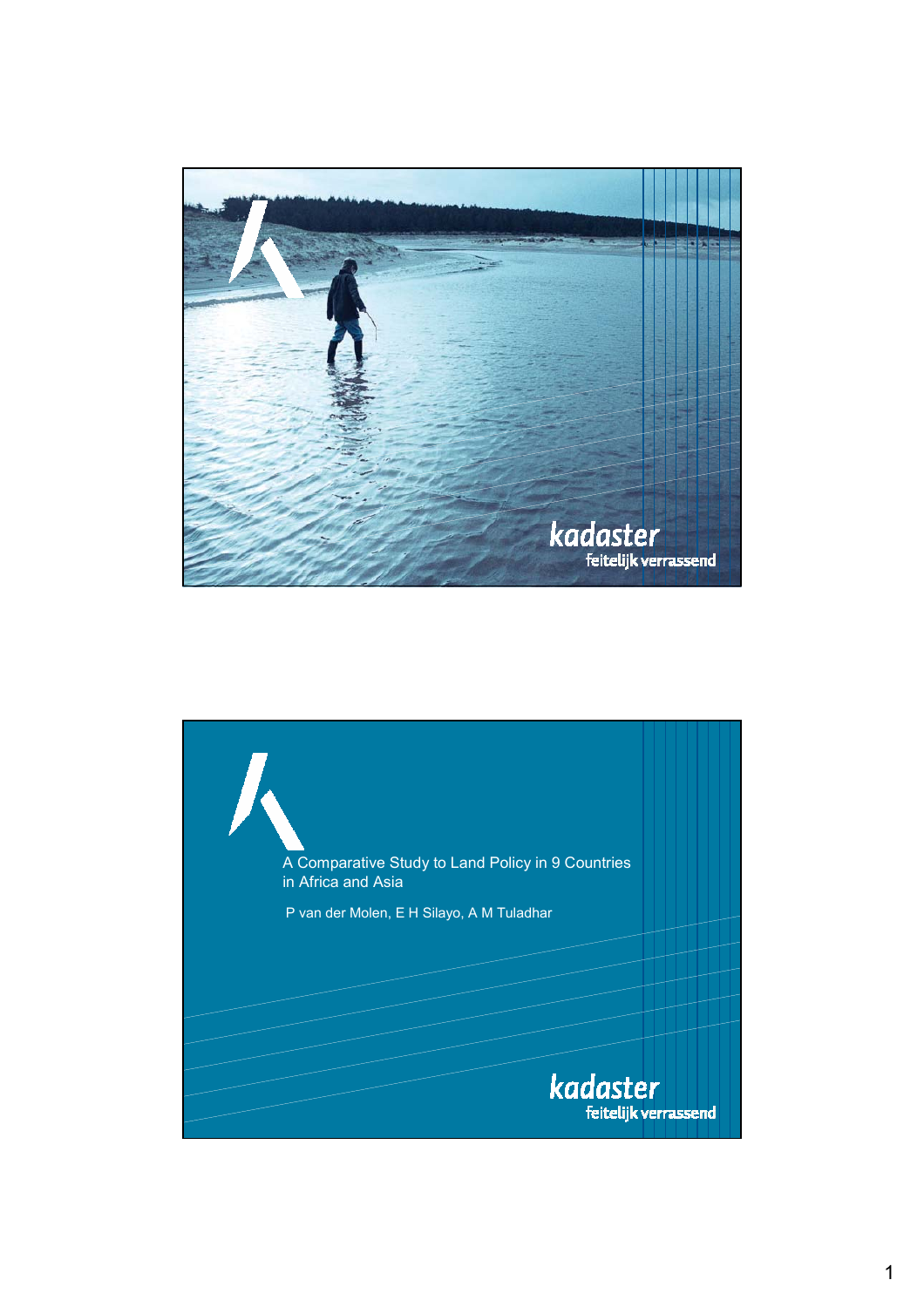kadaster
feitelijk verrassend

# A Comparative Study to Land Policy in 9 Countries in Africa and Asia

P van der Molen, E H Silayo, A M Tuladhar

kadaster
feitelijk verrassend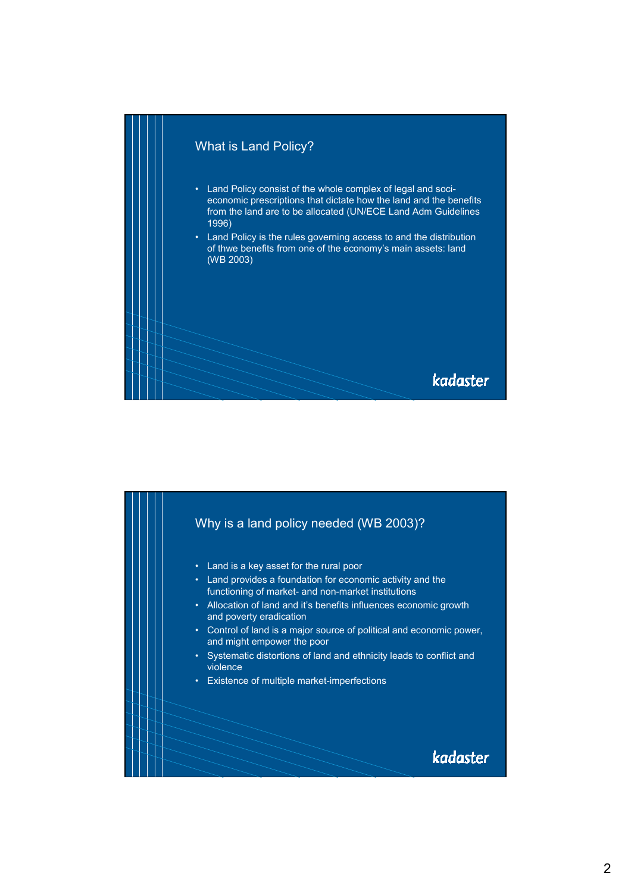## What is Land Policy?

- Land Policy consist of the whole complex of legal and soci-economic prescriptions that dictate how the land and the benefits from the land are to be allocated (UN/ECE Land Adm Guidelines 1996)
- Land Policy is the rules governing access to and the distribution of thwe benefits from one of the economy's main assets: land (WB 2003)

kadaster

## Why is a land policy needed (WB 2003)?

- Land is a key asset for the rural poor
- Land provides a foundation for economic activity and the functioning of market- and non-market institutions
- Allocation of land and it's benefits influences economic growth and poverty eradication
- Control of land is a major source of political and economic power, and might empower the poor
- Systematic distortions of land and ethnicity leads to conflict and violence
- Existence of multiple market-imperfections

kadaster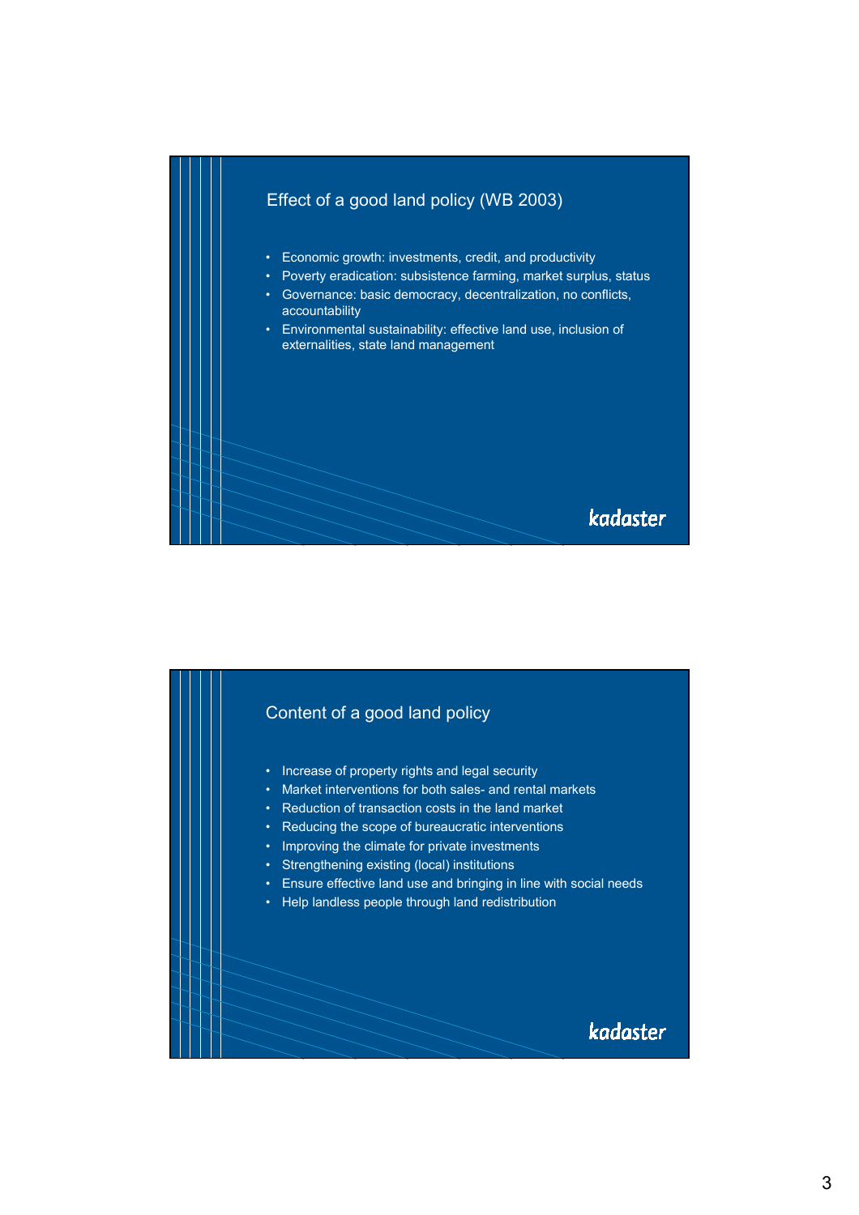## Effect of a good land policy (WB 2003)

- Economic growth: investments, credit, and productivity
- Poverty eradication: subsistence farming, market surplus, status
- Governance: basic democracy, decentralization, no conflicts, accountability
- Environmental sustainability: effective land use, inclusion of externalities, state land management

kadaster

## Content of a good land policy

- Increase of property rights and legal security
- Market interventions for both sales- and rental markets
- Reduction of transaction costs in the land market
- Reducing the scope of bureaucratic interventions
- Improving the climate for private investments
- Strengthening existing (local) institutions
- Ensure effective land use and bringing in line with social needs
- Help landless people through land redistribution

kadaster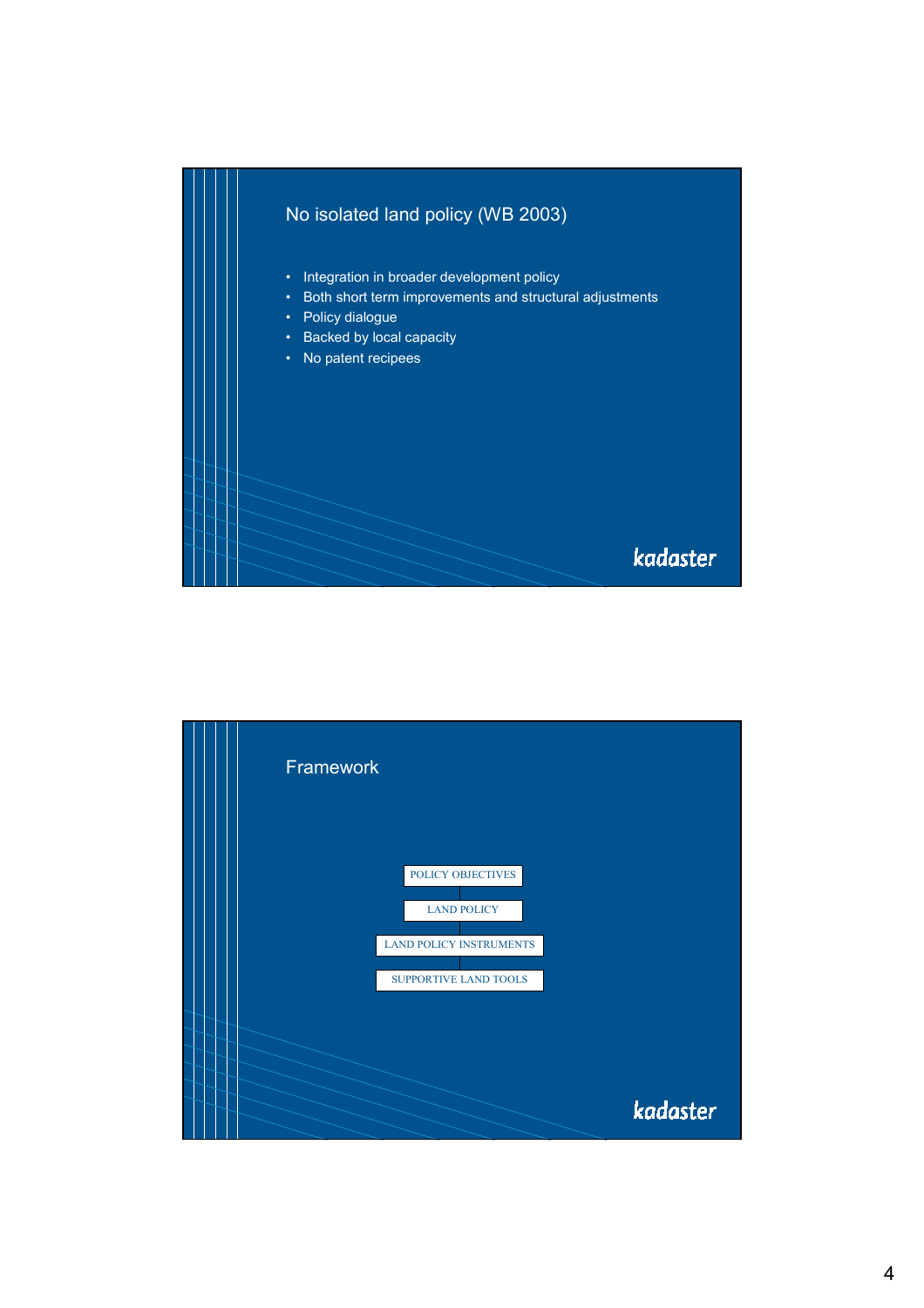## No isolated land policy (WB 2003)

- Integration in broader development policy
- Both short term improvements and structural adjustments
- Policy dialogue
- Backed by local capacity
- No patent recipees

kadaster

## Framework

POLICY OBJECTIVES

LAND POLICY

LAND POLICY INSTRUMENTS

SUPPORTIVE LAND TOOLS

kadaster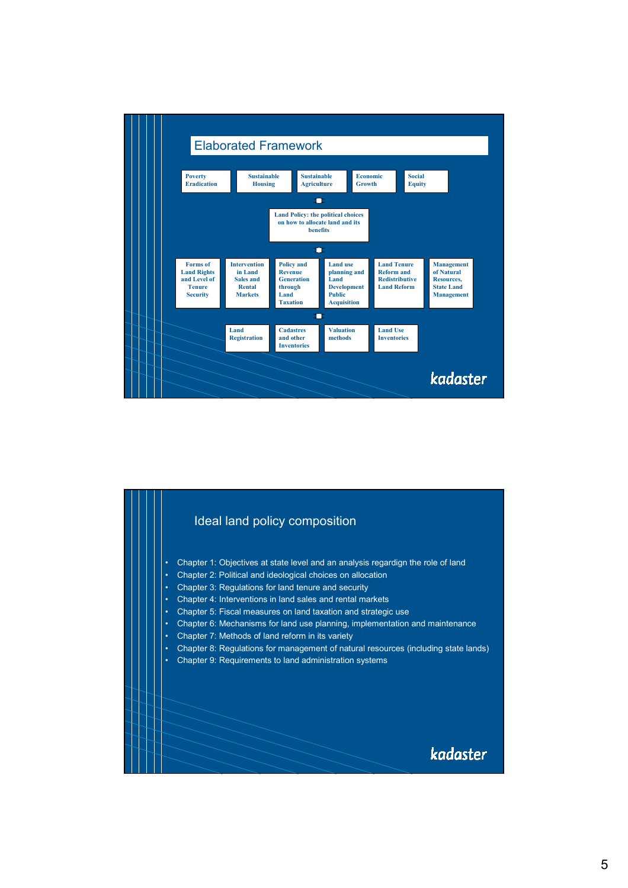## Elaborated Framework

Poverty Eradication | Sustainable Housing | Sustainable Agriculture | Economic Growth | Social Equity

Land Policy: the political choices on how to allocate land and its benefits

Forms of Land Rights and Level of Tenure Security | Intervention in Land Sales and Rental Markets | Policy and Revenue Generation through Land Taxation | Land use planning and Land Development Public Acquisition | Land Tenure Reform and Redistributive Land Reform | Management of Natural Resources, State Land Management

Land Registration | Cadastres and other Inventories | Valuation methods | Land Use Inventories

kadaster

## Ideal land policy composition

- Chapter 1: Objectives at state level and an analysis regardign the role of land
- Chapter 2: Political and ideological choices on allocation
- Chapter 3: Regulations for land tenure and security
- Chapter 4: Interventions in land sales and rental markets
- Chapter 5: Fiscal measures on land taxation and strategic use
- Chapter 6: Mechanisms for land use planning, implementation and maintenance
- Chapter 7: Methods of land reform in its variety
- Chapter 8: Regulations for management of natural resources (including state lands)
- Chapter 9: Requirements to land administration systems

kadaster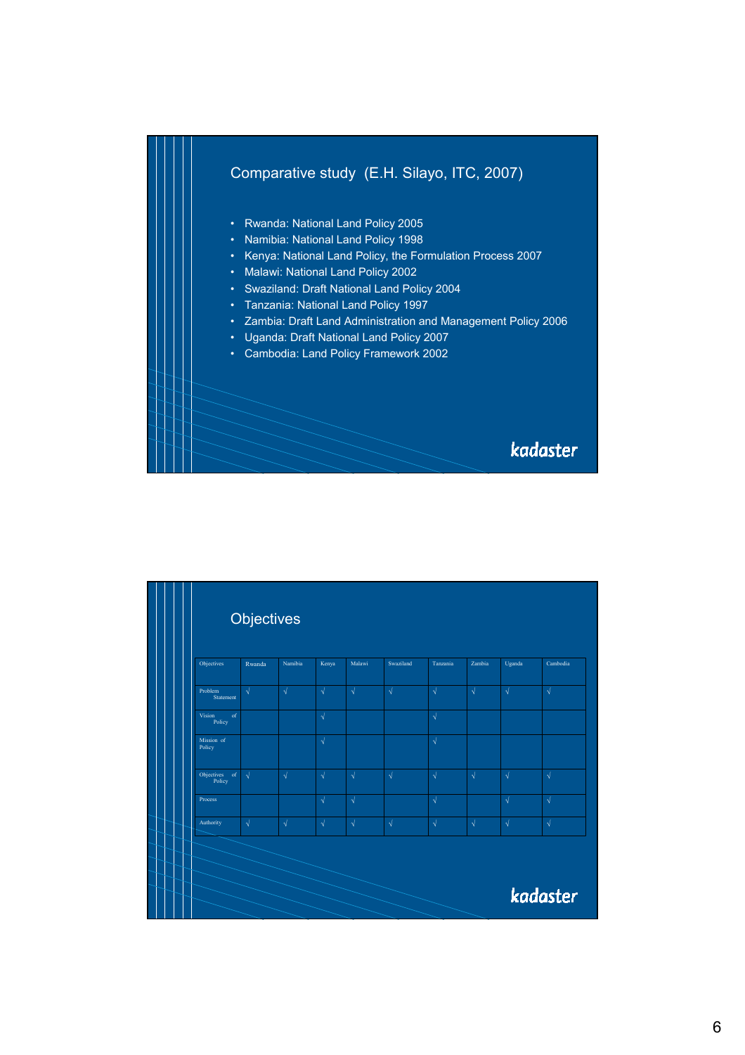## Comparative study (E.H. Silayo, ITC, 2007)

- Rwanda: National Land Policy 2005
- Namibia: National Land Policy 1998
- Kenya: National Land Policy, the Formulation Process 2007
- Malawi: National Land Policy 2002
- Swaziland: Draft National Land Policy 2004
- Tanzania: National Land Policy 1997
- Zambia: Draft Land Administration and Management Policy 2006
- Uganda: Draft National Land Policy 2007
- Cambodia: Land Policy Framework 2002

## Objectives

| Objectives | Rwanda | Namibia | Kenya | Malawi | Swaziland | Tanzania | Zambia | Uganda | Cambodia |
|---|---|---|---|---|---|---|---|---|---|
| Problem Statement | √ | √ | √ | √ | √ | √ | √ | √ | √ |
| Vision of Policy | | | √ | | | √ | | | |
| Mission of Policy | | | √ | | | √ | | | |
| Objectives of Policy | √ | √ | √ | √ | √ | √ | √ | √ | √ |
| Process | | | √ | √ | | √ | | √ | √ |
| Authority | √ | √ | √ | √ | √ | √ | √ | √ | √ |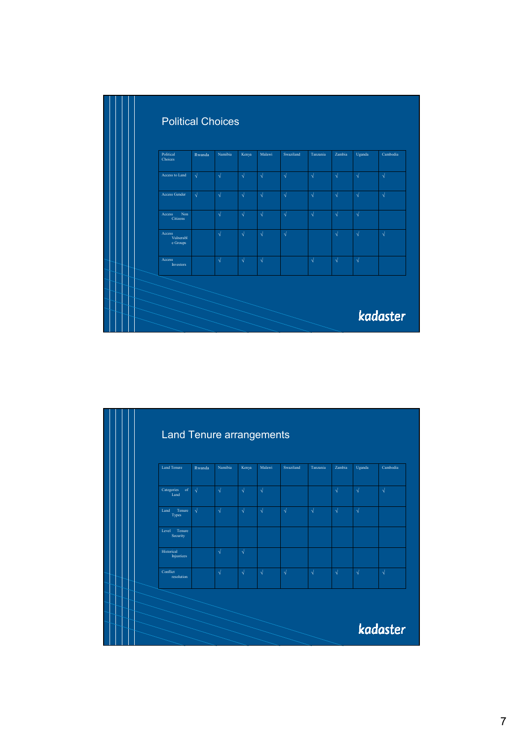## Political Choices

| Political Choices | Rwanda | Namibia | Kenya | Malawi | Swaziland | Tanzania | Zambia | Uganda | Cambodia |
|---|---|---|---|---|---|---|---|---|---|
| Access to Land | √ | √ | √ | √ | √ | √ | √ | √ | √ |
| Access Gender | √ | √ | √ | √ | √ | √ | √ | √ | √ |
| Access Non Citizens | | √ | √ | √ | √ | √ | √ | √ | |
| Access Vulnerable Groups | | √ | √ | √ | √ | | √ | √ | √ |
| Access Investors | | √ | √ | √ | | √ | √ | √ | |

kadaster

## Land Tenure arrangements

| Land Tenure | Rwanda | Namibia | Kenya | Malawi | Swaziland | Tanzania | Zambia | Uganda | Cambodia |
|---|---|---|---|---|---|---|---|---|---|
| Categories of Land | √ | √ | √ | √ | | | √ | √ | √ |
| Land Tenure Types | √ | √ | √ | √ | √ | √ | √ | √ | |
| Level Tenure Security | | | | | | | | | |
| Historical Injustices | | √ | √ | | | | | | |
| Conflict resolution | | √ | √ | √ | √ | √ | √ | √ | √ |

kadaster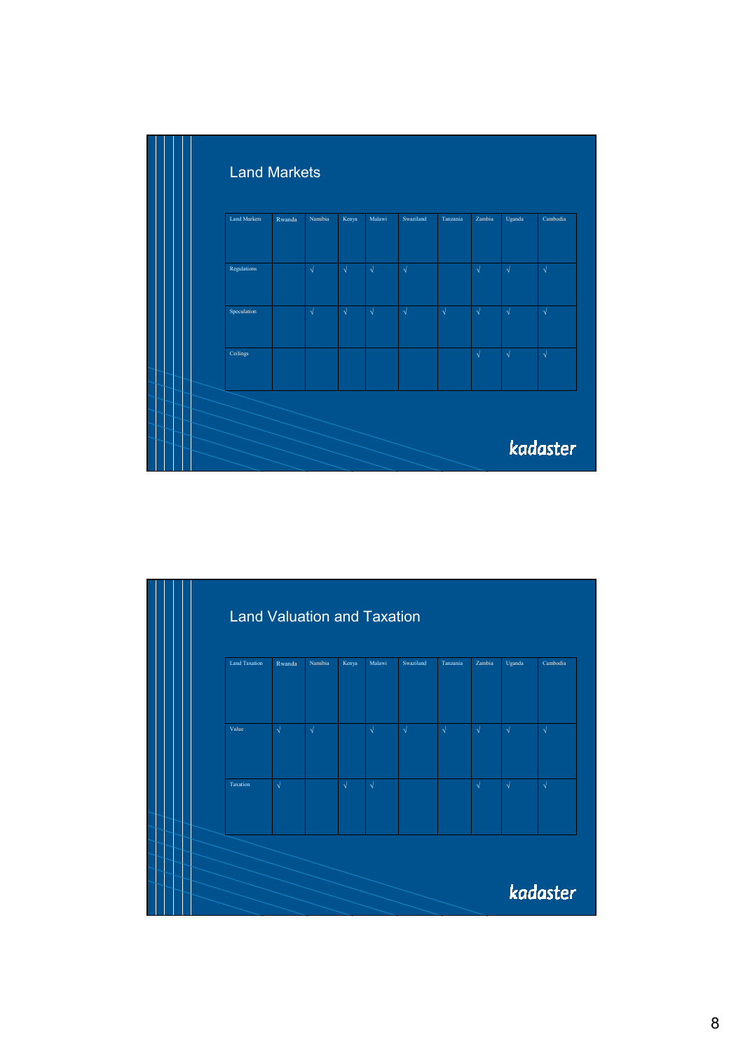## Land Markets

| Land Markets | Rwanda | Namibia | Kenya | Malawi | Swaziland | Tanzania | Zambia | Uganda | Cambodia |
|---|---|---|---|---|---|---|---|---|---|
| Regulations | | √ | √ | √ | √ | | √ | √ | √ |
| Speculation | | √ | √ | √ | √ | √ | √ | √ | √ |
| Ceilings | | | | | | | √ | √ | √ |

kadaster

## Land Valuation and Taxation

| Land Taxation | Rwanda | Namibia | Kenya | Malawi | Swaziland | Tanzania | Zambia | Uganda | Cambodia |
|---|---|---|---|---|---|---|---|---|---|
| Value | √ | √ | | √ | √ | √ | √ | √ | √ |
| Taxation | √ | | √ | √ | | | √ | √ | √ |

kadaster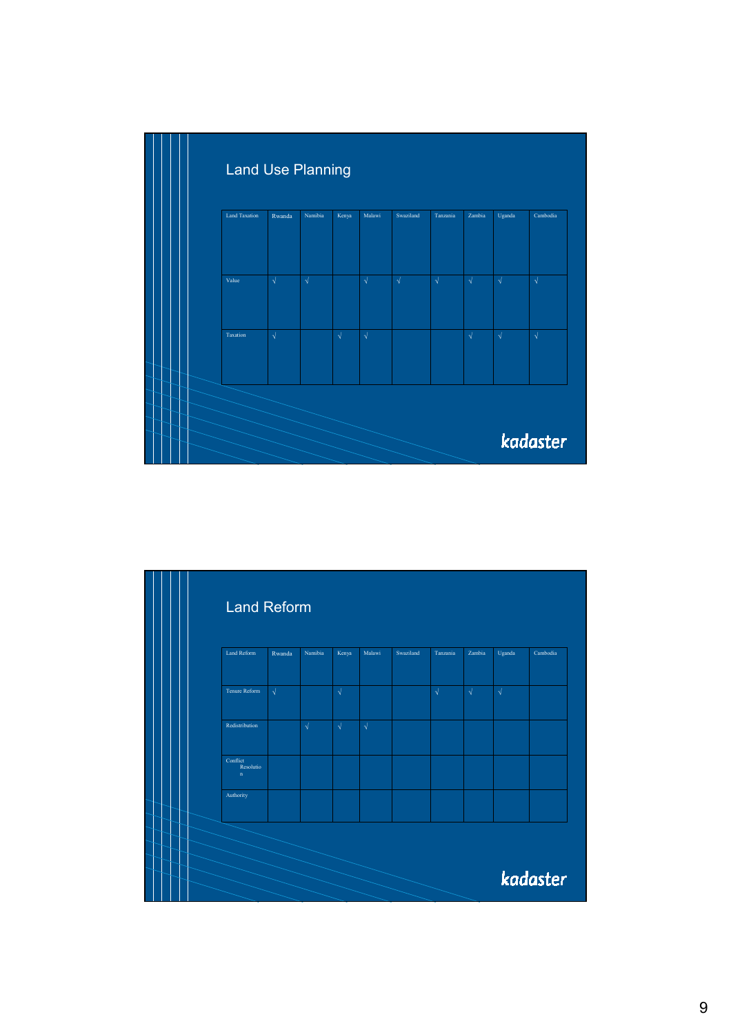## Land Use Planning

| Land Taxation | Rwanda | Namibia | Kenya | Malawi | Swaziland | Tanzania | Zambia | Uganda | Cambodia |
|---|---|---|---|---|---|---|---|---|---|
| Value | √ | √ | | √ | √ | √ | √ | √ | √ |
| Taxation | √ | | √ | √ | | | √ | √ | √ |

kadaster

## Land Reform

| Land Reform | Rwanda | Namibia | Kenya | Malawi | Swaziland | Tanzania | Zambia | Uganda | Cambodia |
|---|---|---|---|---|---|---|---|---|---|
| Tenure Reform | √ | | √ | | | √ | √ | √ | |
| Redistribution | | √ | √ | √ | | | | | |
| Conflict Resolution | | | | | | | | | |
| Authority | | | | | | | | | |

kadaster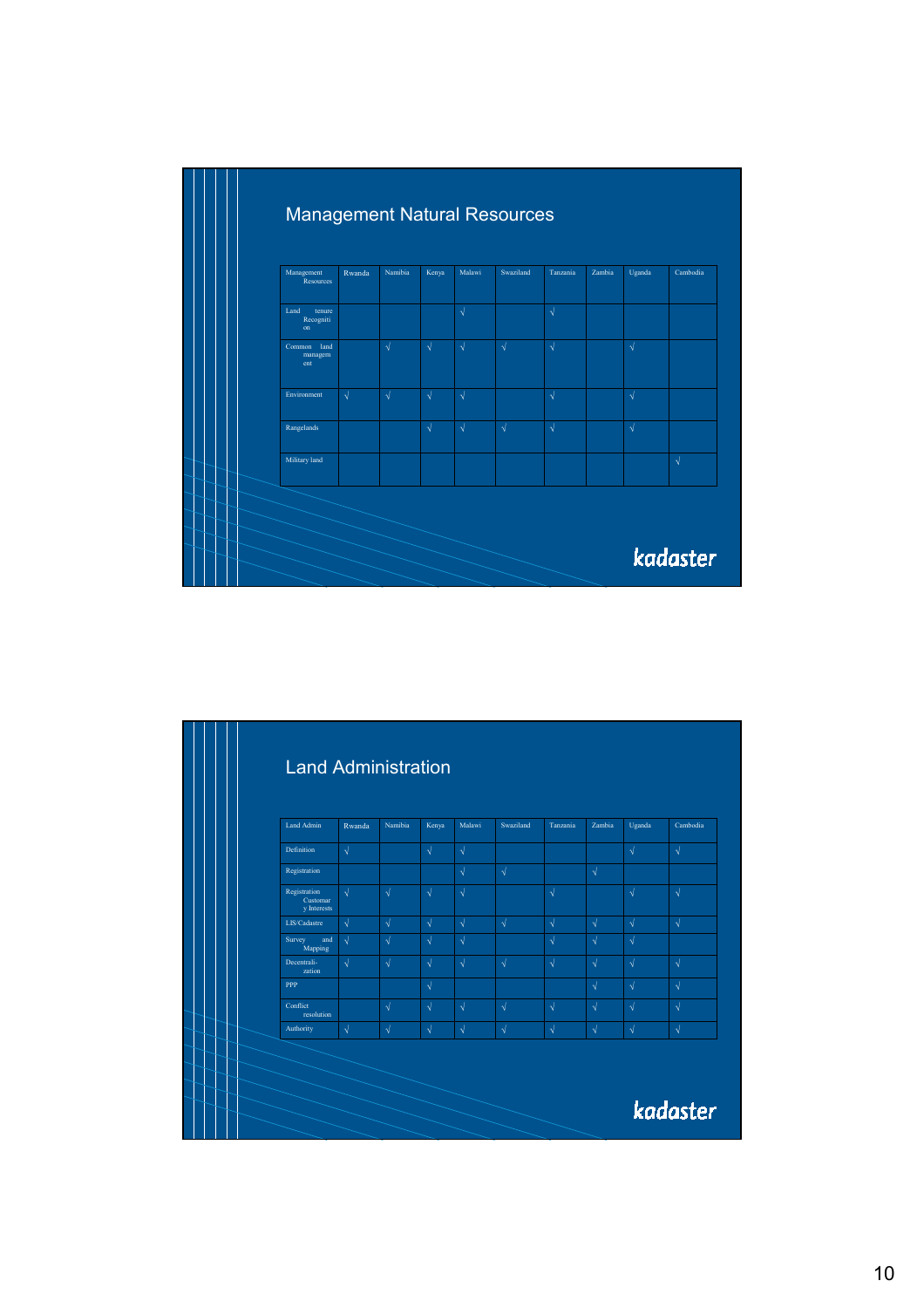## Management Natural Resources

| Management Resources | Rwanda | Namibia | Kenya | Malawi | Swaziland | Tanzania | Zambia | Uganda | Cambodia |
|---|---|---|---|---|---|---|---|---|---|
| Land tenure Recognition | | | | √ | | √ | | | |
| Common land management | | √ | √ | √ | √ | √ | | √ | |
| Environment | √ | √ | √ | √ | | √ | | √ | |
| Rangelands | | | √ | √ | √ | √ | | √ | |
| Military land | | | | | | | | | √ |

kadaster

## Land Administration

| Land Admin | Rwanda | Namibia | Kenya | Malawi | Swaziland | Tanzania | Zambia | Uganda | Cambodia |
|---|---|---|---|---|---|---|---|---|---|
| Definition | √ | | √ | √ | | | | √ | √ |
| Registration | | | | √ | √ | | √ | | |
| Registration Customary Interests | √ | √ | √ | √ | | √ | | √ | √ |
| LIS/Cadastre | √ | √ | √ | √ | √ | √ | √ | √ | √ |
| Survey and Mapping | √ | √ | √ | √ | | √ | √ | √ | |
| Decentralization | √ | √ | √ | √ | √ | √ | √ | √ | √ |
| PPP | | | √ | | | | √ | √ | √ |
| Conflict resolution | | √ | √ | √ | √ | √ | √ | √ | √ |
| Authority | √ | √ | √ | √ | √ | √ | √ | √ | √ |

kadaster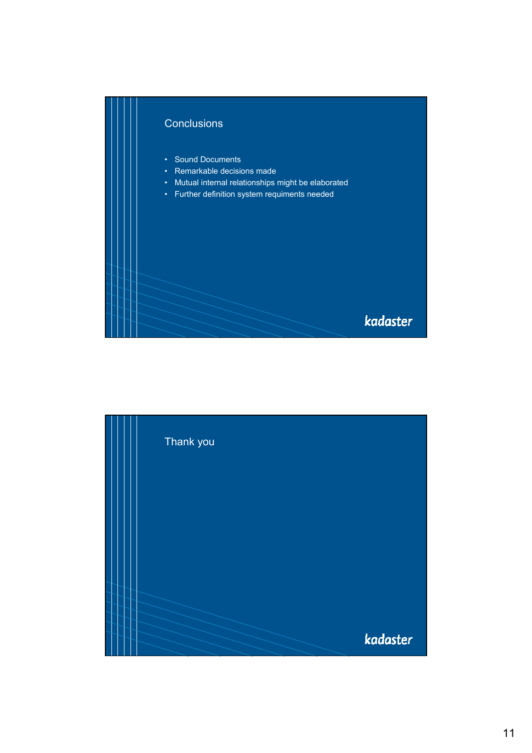## Conclusions

- Sound Documents
- Remarkable decisions made
- Mutual internal relationships might be elaborated
- Further definition system requiments needed

kadaster

## Thank you

kadaster